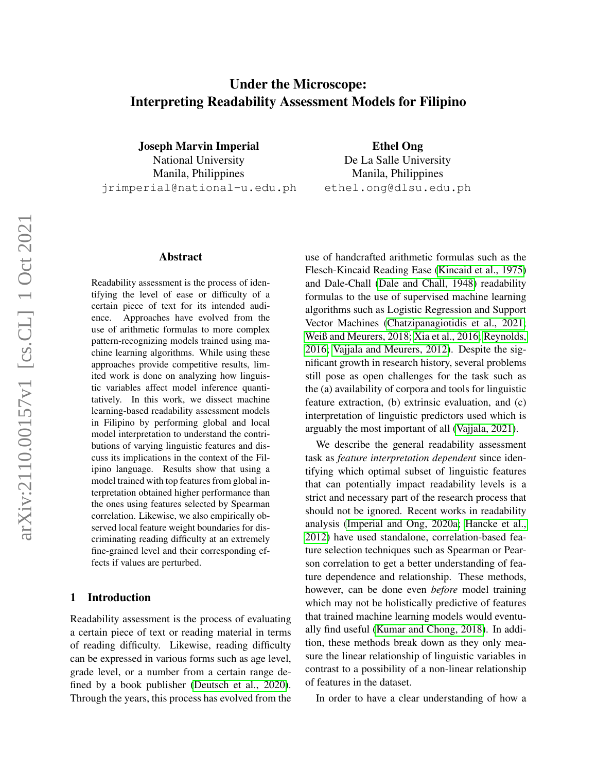# Under the Microscope: Interpreting Readability Assessment Models for Filipino

**Joseph Marvin Imperial**
National University
Manila, Philippines
jrimperial@national-u.edu.ph

**Ethel Ong**
De La Salle University
Manila, Philippines
ethel.ong@dlsu.edu.ph

## Abstract

Readability assessment is the process of identifying the level of ease or difficulty of a certain piece of text for its intended audience. Approaches have evolved from the use of arithmetic formulas to more complex pattern-recognizing models trained using machine learning algorithms. While using these approaches provide competitive results, limited work is done on analyzing how linguistic variables affect model inference quantitatively. In this work, we dissect machine learning-based readability assessment models in Filipino by performing global and local model interpretation to understand the contributions of varying linguistic features and discuss its implications in the context of the Filipino language. Results show that using a model trained with top features from global interpretation obtained higher performance than the ones using features selected by Spearman correlation. Likewise, we also empirically observed local feature weight boundaries for discriminating reading difficulty at an extremely fine-grained level and their corresponding effects if values are perturbed.

## 1 Introduction

Readability assessment is the process of evaluating a certain piece of text or reading material in terms of reading difficulty. Likewise, reading difficulty can be expressed in various forms such as age level, grade level, or a number from a certain range defined by a book publisher (Deutsch et al., 2020). Through the years, this process has evolved from the use of handcrafted arithmetic formulas such as the Flesch-Kincaid Reading Ease (Kincaid et al., 1975) and Dale-Chall (Dale and Chall, 1948) readability formulas to the use of supervised machine learning algorithms such as Logistic Regression and Support Vector Machines (Chatzipanagiotidis et al., 2021; Weiß and Meurers, 2018; Xia et al., 2016; Reynolds, 2016; Vajjala and Meurers, 2012). Despite the significant growth in research history, several problems still pose as open challenges for the task such as the (a) availability of corpora and tools for linguistic feature extraction, (b) extrinsic evaluation, and (c) interpretation of linguistic predictors used which is arguably the most important of all (Vajjala, 2021).

We describe the general readability assessment task as *feature interpretation dependent* since identifying which optimal subset of linguistic features that can potentially impact readability levels is a strict and necessary part of the research process that should not be ignored. Recent works in readability analysis (Imperial and Ong, 2020a; Hancke et al., 2012) have used standalone, correlation-based feature selection techniques such as Spearman or Pearson correlation to get a better understanding of feature dependence and relationship. These methods, however, can be done even *before* model training which may not be holistically predictive of features that trained machine learning models would eventually find useful (Kumar and Chong, 2018). In addition, these methods break down as they only measure the linear relationship of linguistic variables in contrast to a possibility of a non-linear relationship of features in the dataset.

In order to have a clear understanding of how a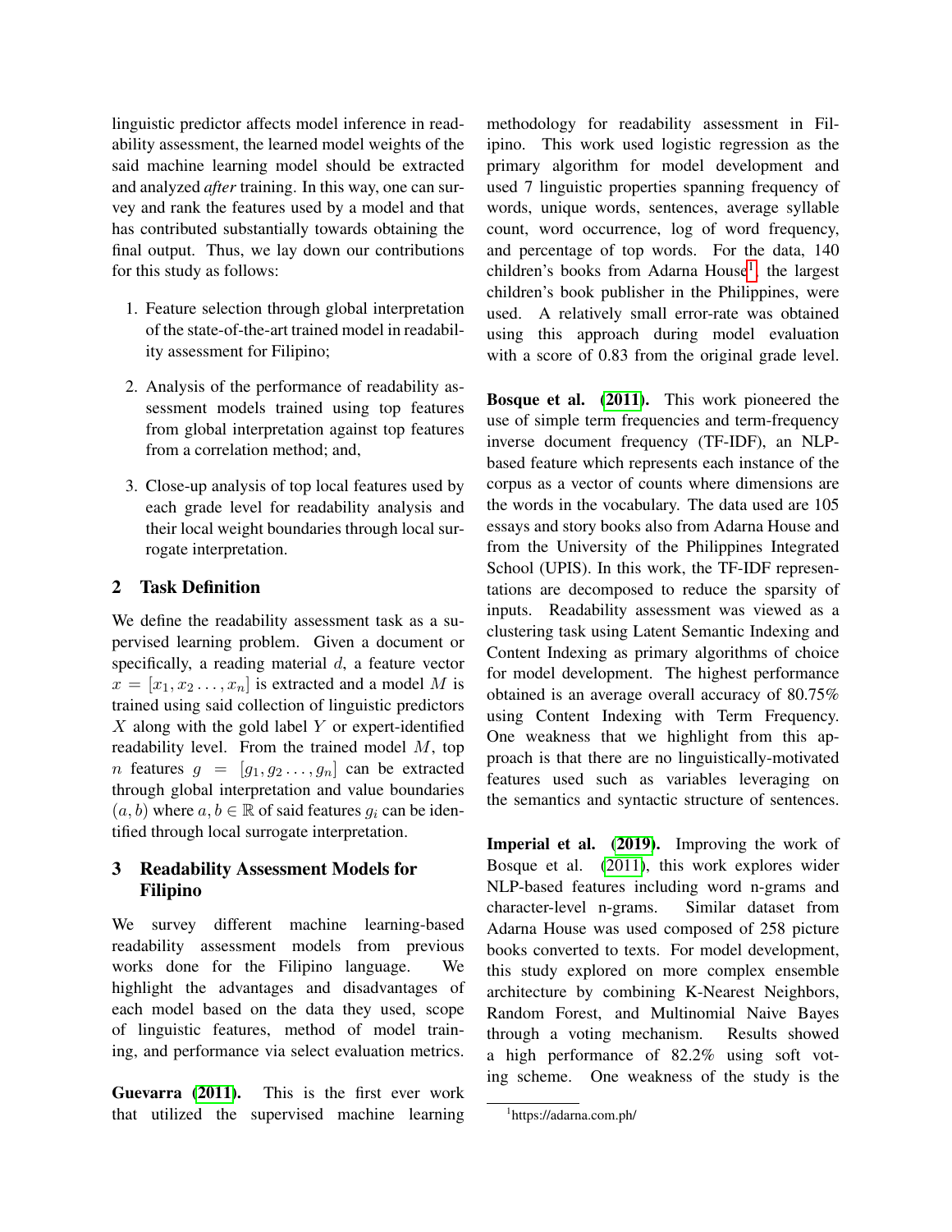linguistic predictor affects model inference in readability assessment, the learned model weights of the said machine learning model should be extracted and analyzed *after* training. In this way, one can survey and rank the features used by a model and that has contributed substantially towards obtaining the final output. Thus, we lay down our contributions for this study as follows:

1. Feature selection through global interpretation of the state-of-the-art trained model in readability assessment for Filipino;
2. Analysis of the performance of readability assessment models trained using top features from global interpretation against top features from a correlation method; and,
3. Close-up analysis of top local features used by each grade level for readability analysis and their local weight boundaries through local surrogate interpretation.

## 2 Task Definition

We define the readability assessment task as a supervised learning problem. Given a document or specifically, a reading material $d$, a feature vector $x = [x_1, x_2 \ldots, x_n]$ is extracted and a model $M$ is trained using said collection of linguistic predictors $X$ along with the gold label $Y$ or expert-identified readability level. From the trained model $M$, top $n$ features $g = [g_1, g_2 \ldots, g_n]$ can be extracted through global interpretation and value boundaries $(a, b)$ where $a, b \in \mathbb{R}$ of said features $g_i$ can be identified through local surrogate interpretation.

## 3 Readability Assessment Models for Filipino

We survey different machine learning-based readability assessment models from previous works done for the Filipino language. We highlight the advantages and disadvantages of each model based on the data they used, scope of linguistic features, method of model training, and performance via select evaluation metrics.

**Guevarra (2011).** This is the first ever work that utilized the supervised machine learning methodology for readability assessment in Filipino. This work used logistic regression as the primary algorithm for model development and used 7 linguistic properties spanning frequency of words, unique words, sentences, average syllable count, word occurrence, log of word frequency, and percentage of top words. For the data, 140 children's books from Adarna House[1], the largest children's book publisher in the Philippines, were used. A relatively small error-rate was obtained using this approach during model evaluation with a score of 0.83 from the original grade level.

**Bosque et al. (2011).** This work pioneered the use of simple term frequencies and term-frequency inverse document frequency (TF-IDF), an NLP-based feature which represents each instance of the corpus as a vector of counts where dimensions are the words in the vocabulary. The data used are 105 essays and story books also from Adarna House and from the University of the Philippines Integrated School (UPIS). In this work, the TF-IDF representations are decomposed to reduce the sparsity of inputs. Readability assessment was viewed as a clustering task using Latent Semantic Indexing and Content Indexing as primary algorithms of choice for model development. The highest performance obtained is an average overall accuracy of 80.75% using Content Indexing with Term Frequency. One weakness that we highlight from this approach is that there are no linguistically-motivated features used such as variables leveraging on the semantics and syntactic structure of sentences.

**Imperial et al. (2019).** Improving the work of Bosque et al. (2011), this work explores wider NLP-based features including word n-grams and character-level n-grams. Similar dataset from Adarna House was used composed of 258 picture books converted to texts. For model development, this study explored on more complex ensemble architecture by combining K-Nearest Neighbors, Random Forest, and Multinomial Naive Bayes through a voting mechanism. Results showed a high performance of 82.2% using soft voting scheme. One weakness of the study is the

[1] https://adarna.com.ph/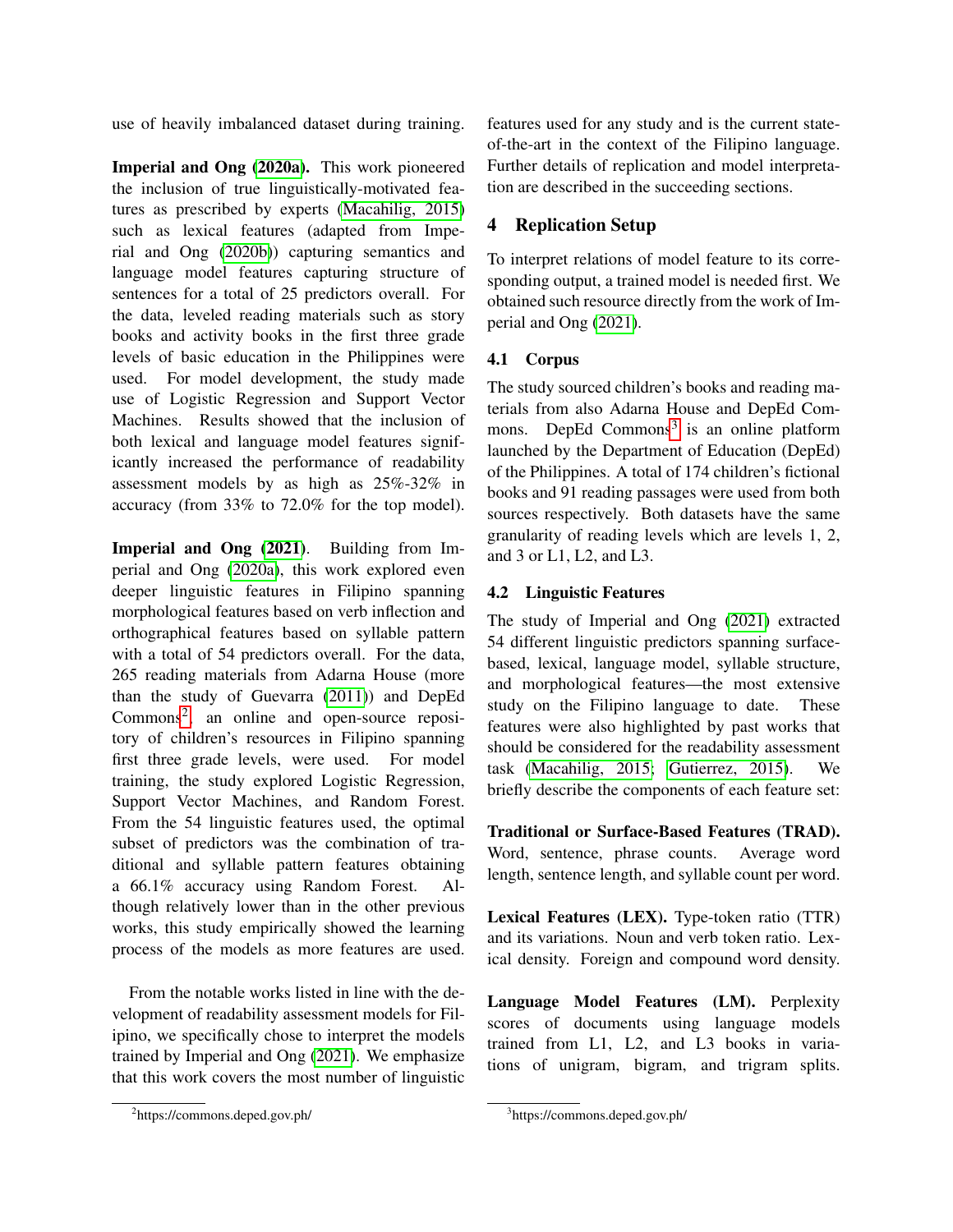use of heavily imbalanced dataset during training.

**Imperial and Ong (2020a).** This work pioneered the inclusion of true linguistically-motivated features as prescribed by experts (Macahilig, 2015) such as lexical features (adapted from Imperial and Ong (2020b)) capturing semantics and language model features capturing structure of sentences for a total of 25 predictors overall. For the data, leveled reading materials such as story books and activity books in the first three grade levels of basic education in the Philippines were used. For model development, the study made use of Logistic Regression and Support Vector Machines. Results showed that the inclusion of both lexical and language model features significantly increased the performance of readability assessment models by as high as 25%-32% in accuracy (from 33% to 72.0% for the top model).

**Imperial and Ong (2021).** Building from Imperial and Ong (2020a), this work explored even deeper linguistic features in Filipino spanning morphological features based on verb inflection and orthographical features based on syllable pattern with a total of 54 predictors overall. For the data, 265 reading materials from Adarna House (more than the study of Guevarra (2011)) and DepEd Commons[2], an online and open-source repository of children's resources in Filipino spanning first three grade levels, were used. For model training, the study explored Logistic Regression, Support Vector Machines, and Random Forest. From the 54 linguistic features used, the optimal subset of predictors was the combination of traditional and syllable pattern features obtaining a 66.1% accuracy using Random Forest. Although relatively lower than in the other previous works, this study empirically showed the learning process of the models as more features are used.

From the notable works listed in line with the development of readability assessment models for Filipino, we specifically chose to interpret the models trained by Imperial and Ong (2021). We emphasize that this work covers the most number of linguistic features used for any study and is the current state-of-the-art in the context of the Filipino language. Further details of replication and model interpretation are described in the succeeding sections.

## 4 Replication Setup

To interpret relations of model feature to its corresponding output, a trained model is needed first. We obtained such resource directly from the work of Imperial and Ong (2021).

### 4.1 Corpus

The study sourced children's books and reading materials from also Adarna House and DepEd Commons. DepEd Commons[3] is an online platform launched by the Department of Education (DepEd) of the Philippines. A total of 174 children's fictional books and 91 reading passages were used from both sources respectively. Both datasets have the same granularity of reading levels which are levels 1, 2, and 3 or L1, L2, and L3.

### 4.2 Linguistic Features

The study of Imperial and Ong (2021) extracted 54 different linguistic predictors spanning surface-based, lexical, language model, syllable structure, and morphological features—the most extensive study on the Filipino language to date. These features were also highlighted by past works that should be considered for the readability assessment task (Macahilig, 2015; Gutierrez, 2015). We briefly describe the components of each feature set:

**Traditional or Surface-Based Features (TRAD).** Word, sentence, phrase counts. Average word length, sentence length, and syllable count per word.

**Lexical Features (LEX).** Type-token ratio (TTR) and its variations. Noun and verb token ratio. Lexical density. Foreign and compound word density.

**Language Model Features (LM).** Perplexity scores of documents using language models trained from L1, L2, and L3 books in variations of unigram, bigram, and trigram splits.

[2] https://commons.deped.gov.ph/

[3] https://commons.deped.gov.ph/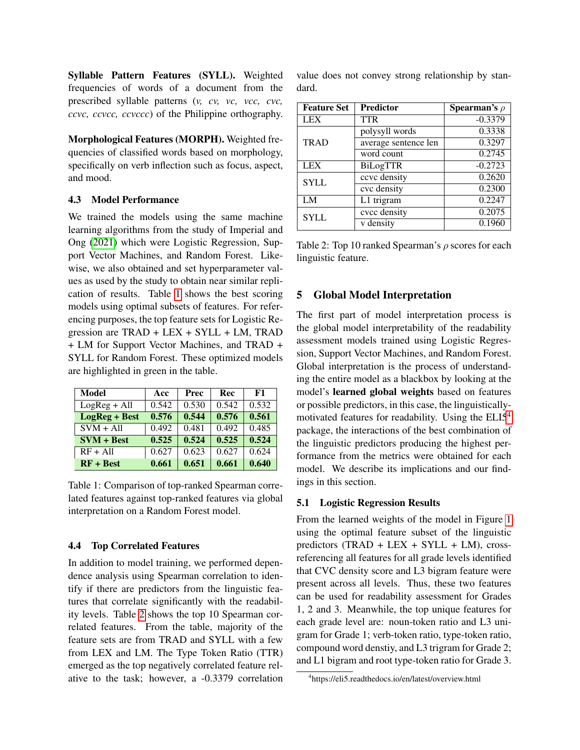**Syllable Pattern Features (SYLL).** Weighted frequencies of words of a document from the prescribed syllable patterns (*v, cv, vc, vcc, cvc, ccvc, ccvcc, ccvccc*) of the Philippine orthography.

**Morphological Features (MORPH).** Weighted frequencies of classified words based on morphology, specifically on verb inflection such as focus, aspect, and mood.

### 4.3 Model Performance

We trained the models using the same machine learning algorithms from the study of Imperial and Ong (2021) which were Logistic Regression, Support Vector Machines, and Random Forest. Likewise, we also obtained and set hyperparameter values as used by the study to obtain near similar replication of results. Table 1 shows the best scoring models using optimal subsets of features. For referencing purposes, the top feature sets for Logistic Regression are TRAD + LEX + SYLL + LM, TRAD + LM for Support Vector Machines, and TRAD + SYLL for Random Forest. These optimized models are highlighted in green in the table.

| Model | Acc | Prec | Rec | F1 |
|---|---|---|---|---|
| LogReg + All | 0.542 | 0.530 | 0.542 | 0.532 |
| **LogReg + Best** | **0.576** | **0.544** | **0.576** | **0.561** |
| SVM + All | 0.492 | 0.481 | 0.492 | 0.485 |
| **SVM + Best** | **0.525** | **0.524** | **0.525** | **0.524** |
| RF + All | 0.627 | 0.623 | 0.627 | 0.624 |
| **RF + Best** | **0.661** | **0.651** | **0.661** | **0.640** |

Table 1: Comparison of top-ranked Spearman correlated features against top-ranked features via global interpretation on a Random Forest model.

### 4.4 Top Correlated Features

In addition to model training, we performed dependence analysis using Spearman correlation to identify if there are predictors from the linguistic features that correlate significantly with the readability levels. Table 2 shows the top 10 Spearman correlated features. From the table, majority of the feature sets are from TRAD and SYLL with a few from LEX and LM. The Type Token Ratio (TTR) emerged as the top negatively correlated feature relative to the task; however, a -0.3379 correlation value does not convey strong relationship by standard.

| Feature Set | Predictor | Spearman's $\rho$ |
|---|---|---|
| LEX | TTR | -0.3379 |
| TRAD | polysyll words | 0.3338 |
| | average sentence len | 0.3297 |
| | word count | 0.2745 |
| LEX | BiLogTTR | -0.2723 |
| SYLL | ccvc density | 0.2620 |
| | cvc density | 0.2300 |
| LM | L1 trigram | 0.2247 |
| SYLL | cvcc density | 0.2075 |
| | v density | 0.1960 |

Table 2: Top 10 ranked Spearman's $\rho$ scores for each linguistic feature.

## 5 Global Model Interpretation

The first part of model interpretation process is the global model interpretability of the readability assessment models trained using Logistic Regression, Support Vector Machines, and Random Forest. Global interpretation is the process of understanding the entire model as a blackbox by looking at the model's **learned global weights** based on features or possible predictors, in this case, the linguistically-motivated features for readability. Using the ELI5[4] package, the interactions of the best combination of the linguistic predictors producing the highest performance from the metrics were obtained for each model. We describe its implications and our findings in this section.

### 5.1 Logistic Regression Results

From the learned weights of the model in Figure 1 using the optimal feature subset of the linguistic predictors (TRAD + LEX + SYLL + LM), cross-referencing all features for all grade levels identified that CVC density score and L3 bigram feature were present across all levels. Thus, these two features can be used for readability assessment for Grades 1, 2 and 3. Meanwhile, the top unique features for each grade level are: noun-token ratio and L3 unigram for Grade 1; verb-token ratio, type-token ratio, compound word denstiy, and L3 trigram for Grade 2; and L1 bigram and root type-token ratio for Grade 3.

[4] https://eli5.readthedocs.io/en/latest/overview.html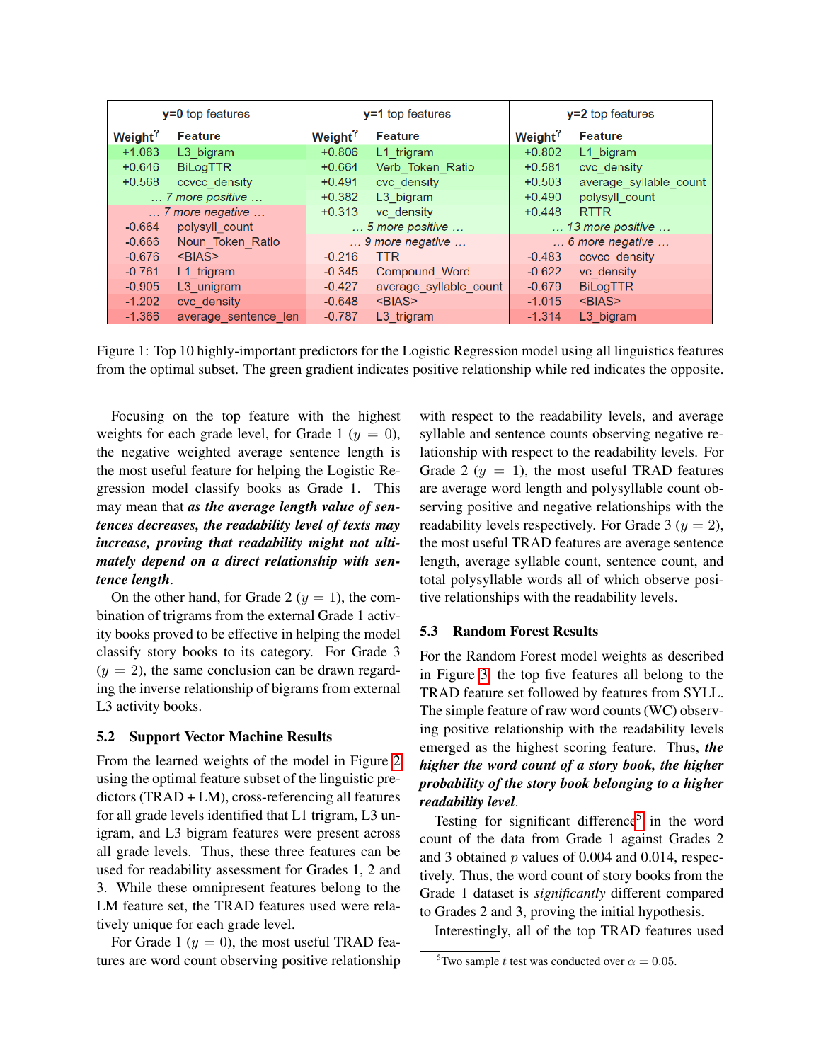| y=0 top features | | y=1 top features | | y=2 top features | |
|---|---|---|---|---|---|
| Weight? | Feature | Weight? | Feature | Weight? | Feature |
| +1.083 | L3_bigram | +0.806 | L1_trigram | +0.802 | L1_bigram |
| +0.646 | BiLogTTR | +0.664 | Verb_Token_Ratio | +0.581 | cvc_density |
| +0.568 | ccvcc_density | +0.491 | cvcc_density | +0.503 | average_syllable_count |
| … 7 more positive … | | +0.382 | L3_bigram | +0.490 | polysyll_count |
| … 7 more negative … | | +0.313 | vc_density | +0.448 | RTTR |
| -0.664 | polysyll_count | … 5 more positive … | | … 13 more positive … | |
| -0.666 | Noun_Token_Ratio | … 9 more negative … | | … 6 more negative … | |
| -0.676 | <BIAS> | -0.216 | TTR | -0.483 | ccvcc_density |
| -0.761 | L1_trigram | -0.345 | Compound_Word | -0.622 | vc_density |
| -0.905 | L3_unigram | -0.427 | average_syllable_count | -0.679 | BiLogTTR |
| -1.202 | cvc_density | -0.648 | <BIAS> | -1.015 | <BIAS> |
| -1.366 | average_sentence_len | -0.787 | L3_trigram | -1.314 | L3_bigram |

Figure 1: Top 10 highly-important predictors for the Logistic Regression model using all linguistics features from the optimal subset. The green gradient indicates positive relationship while red indicates the opposite.

Focusing on the top feature with the highest weights for each grade level, for Grade 1 ($y = 0$), the negative weighted average sentence length is the most useful feature for helping the Logistic Regression model classify books as Grade 1. This may mean that ***as the average length value of sentences decreases, the readability level of texts may increase, proving that readability might not ultimately depend on a direct relationship with sentence length***.

On the other hand, for Grade 2 ($y = 1$), the combination of trigrams from the external Grade 1 activity books proved to be effective in helping the model classify story books to its category. For Grade 3 ($y = 2$), the same conclusion can be drawn regarding the inverse relationship of bigrams from external L3 activity books.

### 5.2 Support Vector Machine Results

From the learned weights of the model in Figure 2 using the optimal feature subset of the linguistic predictors (TRAD + LM), cross-referencing all features for all grade levels identified that L1 trigram, L3 unigram, and L3 bigram features were present across all grade levels. Thus, these three features can be used for readability assessment for Grades 1, 2 and 3. While these omnipresent features belong to the LM feature set, the TRAD features used were relatively unique for each grade level.

For Grade 1 ($y = 0$), the most useful TRAD features are word count observing positive relationship with respect to the readability levels, and average syllable and sentence counts observing negative relationship with respect to the readability levels. For Grade 2 ($y = 1$), the most useful TRAD features are average word length and polysyllable count observing positive and negative relationships with the readability levels respectively. For Grade 3 ($y = 2$), the most useful TRAD features are average sentence length, average syllable count, sentence count, and total polysyllable words all of which observe positive relationships with the readability levels.

### 5.3 Random Forest Results

For the Random Forest model weights as described in Figure 3, the top five features all belong to the TRAD feature set followed by features from SYLL. The simple feature of raw word counts (WC) observing positive relationship with the readability levels emerged as the highest scoring feature. Thus, ***the higher the word count of a story book, the higher probability of the story book belonging to a higher readability level***.

Testing for significant difference[5] in the word count of the data from Grade 1 against Grades 2 and 3 obtained $p$ values of 0.004 and 0.014, respectively. Thus, the word count of story books from the Grade 1 dataset is *significantly* different compared to Grades 2 and 3, proving the initial hypothesis.

Interestingly, all of the top TRAD features used

[5] Two sample $t$ test was conducted over $\alpha = 0.05$.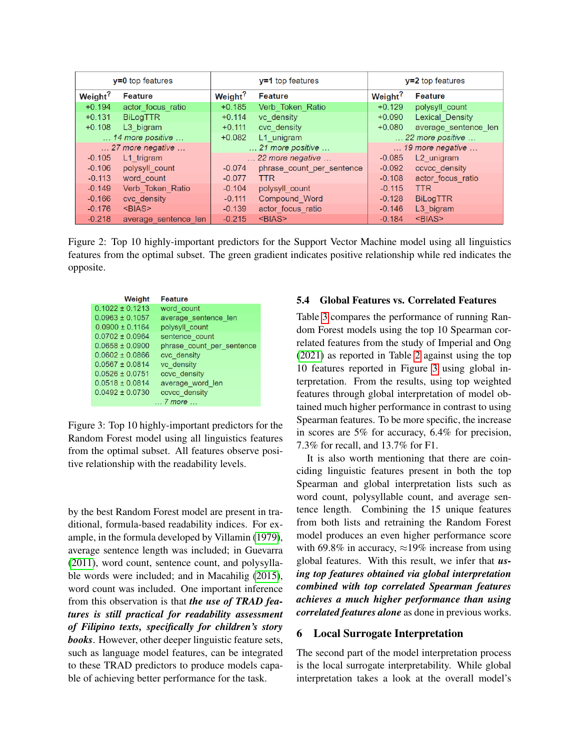| y=0 top features | | y=1 top features | | y=2 top features | |
|---|---|---|---|---|---|
| Weight? | Feature | Weight? | Feature | Weight? | Feature |
| +0.194 | actor_focus_ratio | +0.185 | Verb_Token_Ratio | +0.129 | polysyll_count |
| +0.131 | BiLogTTR | +0.114 | vc_density | +0.090 | Lexical_Density |
| +0.108 | L3_bigram | +0.111 | cvc_density | +0.080 | average_sentence_len |
| … 14 more positive … | | +0.082 | L1_unigram | … 22 more positive … | |
| … 27 more negative … | | … 21 more positive … | | … 19 more negative … | |
| -0.105 | L1_trigram | … 22 more negative … | | -0.085 | L2_unigram |
| -0.106 | polysyll_count | -0.074 | phrase_count_per_sentence | -0.092 | ccvcc_density |
| -0.113 | word_count | -0.077 | TTR | -0.108 | actor_focus_ratio |
| -0.149 | Verb_Token_Ratio | -0.104 | polysyll_count | -0.115 | TTR |
| -0.166 | cvc_density | -0.111 | Compound_Word | -0.128 | BiLogTTR |
| -0.176 | <BIAS> | -0.139 | actor_focus_ratio | -0.146 | L3_bigram |
| -0.218 | average_sentence_len | -0.215 | <BIAS> | -0.184 | <BIAS> |

Figure 2: Top 10 highly-important predictors for the Support Vector Machine model using all linguistics features from the optimal subset. The green gradient indicates positive relationship while red indicates the opposite.

| Weight | Feature |
|---|---|
| 0.1022 ± 0.1213 | word_count |
| 0.0963 ± 0.1057 | average_sentence_len |
| 0.0900 ± 0.1164 | polysyll_count |
| 0.0702 ± 0.0964 | sentence_count |
| 0.0658 ± 0.0900 | phrase_count_per_sentence |
| 0.0602 ± 0.0866 | cvc_density |
| 0.0567 ± 0.0814 | vc_density |
| 0.0526 ± 0.0751 | ccvc_density |
| 0.0518 ± 0.0814 | average_word_len |
| 0.0492 ± 0.0730 | ccvcc_density |
| … 7 more … | |

Figure 3: Top 10 highly-important predictors for the Random Forest model using all linguistics features from the optimal subset. All features observe positive relationship with the readability levels.

by the best Random Forest model are present in traditional, formula-based readability indices. For example, in the formula developed by Villamin (1979), average sentence length was included; in Guevarra (2011), word count, sentence count, and polysyllable words were included; and in Macahilig (2015), word count was included. One important inference from this observation is that ***the use of TRAD features is still practical for readability assessment of Filipino texts, specifically for children's story books***. However, other deeper linguistic feature sets, such as language model features, can be integrated to these TRAD predictors to produce models capable of achieving better performance for the task.

### 5.4 Global Features vs. Correlated Features

Table 3 compares the performance of running Random Forest models using the top 10 Spearman correlated features from the study of Imperial and Ong (2021) as reported in Table 2 against using the top 10 features reported in Figure 3 using global interpretation. From the results, using top weighted features through global interpretation of model obtained much higher performance in contrast to using Spearman features. To be more specific, the increase in scores are 5% for accuracy, 6.4% for precision, 7.3% for recall, and 13.7% for F1.

It is also worth mentioning that there are coinciding linguistic features present in both the top Spearman and global interpretation lists such as word count, polysyllable count, and average sentence length. Combining the 15 unique features from both lists and retraining the Random Forest model produces an even higher performance score with 69.8% in accuracy, ≈19% increase from using global features. With this result, we infer that ***using top features obtained via global interpretation combined with top correlated Spearman features achieves a much higher performance than using correlated features alone*** as done in previous works.

## 6 Local Surrogate Interpretation

The second part of the model interpretation process is the local surrogate interpretability. While global interpretation takes a look at the overall model's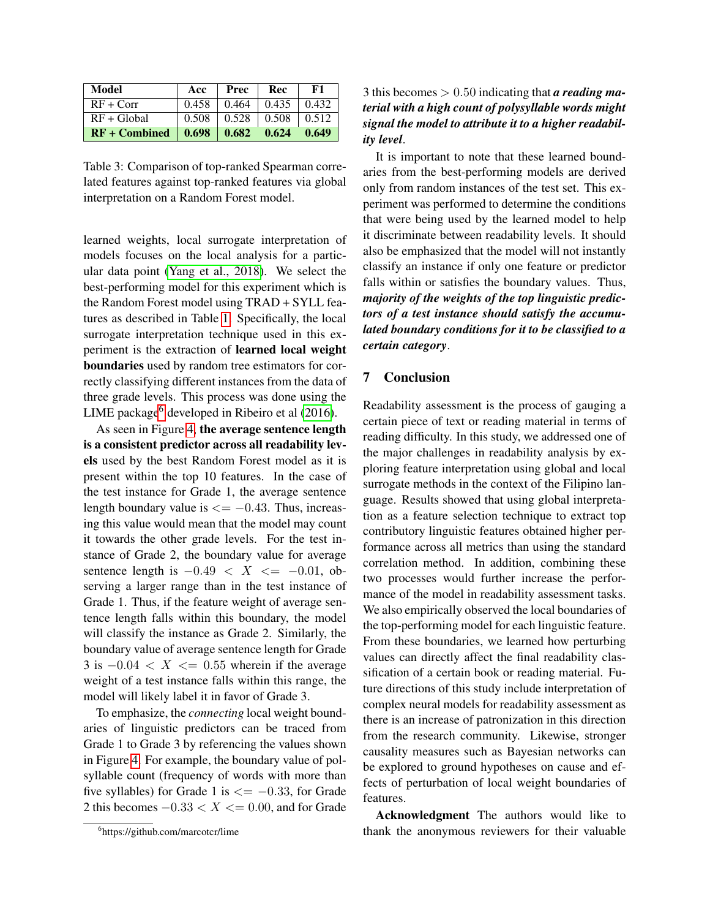| Model | Acc | Prec | Rec | F1 |
| --- | --- | --- | --- | --- |
| RF + Corr | 0.458 | 0.464 | 0.435 | 0.432 |
| RF + Global | 0.508 | 0.528 | 0.508 | 0.512 |
| **RF + Combined** | **0.698** | **0.682** | **0.624** | **0.649** |

Table 3: Comparison of top-ranked Spearman correlated features against top-ranked features via global interpretation on a Random Forest model.

learned weights, local surrogate interpretation of models focuses on the local analysis for a particular data point (Yang et al., 2018). We select the best-performing model for this experiment which is the Random Forest model using TRAD + SYLL features as described in Table 1. Specifically, the local surrogate interpretation technique used in this experiment is the extraction of **learned local weight boundaries** used by random tree estimators for correctly classifying different instances from the data of three grade levels. This process was done using the LIME package[6] developed in Ribeiro et al (2016).

As seen in Figure 4, **the average sentence length is a consistent predictor across all readability levels** used by the best Random Forest model as it is present within the top 10 features. In the case of the test instance for Grade 1, the average sentence length boundary value is $<= -0.43$. Thus, increasing this value would mean that the model may count it towards the other grade levels. For the test instance of Grade 2, the boundary value for average sentence length is $-0.49 < X <= -0.01$, observing a larger range than in the test instance of Grade 1. Thus, if the feature weight of average sentence length falls within this boundary, the model will classify the instance as Grade 2. Similarly, the boundary value of average sentence length for Grade 3 is $-0.04 < X <= 0.55$ wherein if the average weight of a test instance falls within this range, the model will likely label it in favor of Grade 3.

To emphasize, the *connecting* local weight boundaries of linguistic predictors can be traced from Grade 1 to Grade 3 by referencing the values shown in Figure 4. For example, the boundary value of polsyllable count (frequency of words with more than five syllables) for Grade 1 is $<= -0.33$, for Grade 2 this becomes $-0.33 < X <= 0.00$, and for Grade 3 this becomes $> 0.50$ indicating that ***a reading material with a high count of polysyllable words might signal the model to attribute it to a higher readability level***.

It is important to note that these learned boundaries from the best-performing models are derived only from random instances of the test set. This experiment was performed to determine the conditions that were being used by the learned model to help it discriminate between readability levels. It should also be emphasized that the model will not instantly classify an instance if only one feature or predictor falls within or satisfies the boundary values. Thus, ***majority of the weights of the top linguistic predictors of a test instance should satisfy the accumulated boundary conditions for it to be classified to a certain category***.

## 7 Conclusion

Readability assessment is the process of gauging a certain piece of text or reading material in terms of reading difficulty. In this study, we addressed one of the major challenges in readability analysis by exploring feature interpretation using global and local surrogate methods in the context of the Filipino language. Results showed that using global interpretation as a feature selection technique to extract top contributory linguistic features obtained higher performance across all metrics than using the standard correlation method. In addition, combining these two processes would further increase the performance of the model in readability assessment tasks. We also empirically observed the local boundaries of the top-performing model for each linguistic feature. From these boundaries, we learned how perturbing values can directly affect the final readability classification of a certain book or reading material. Future directions of this study include interpretation of complex neural models for readability assessment as there is an increase of patronization in this direction from the research community. Likewise, stronger causality measures such as Bayesian networks can be explored to ground hypotheses on cause and effects of perturbation of local weight boundaries of features.

**Acknowledgment** The authors would like to thank the anonymous reviewers for their valuable

[6] https://github.com/marcotcr/lime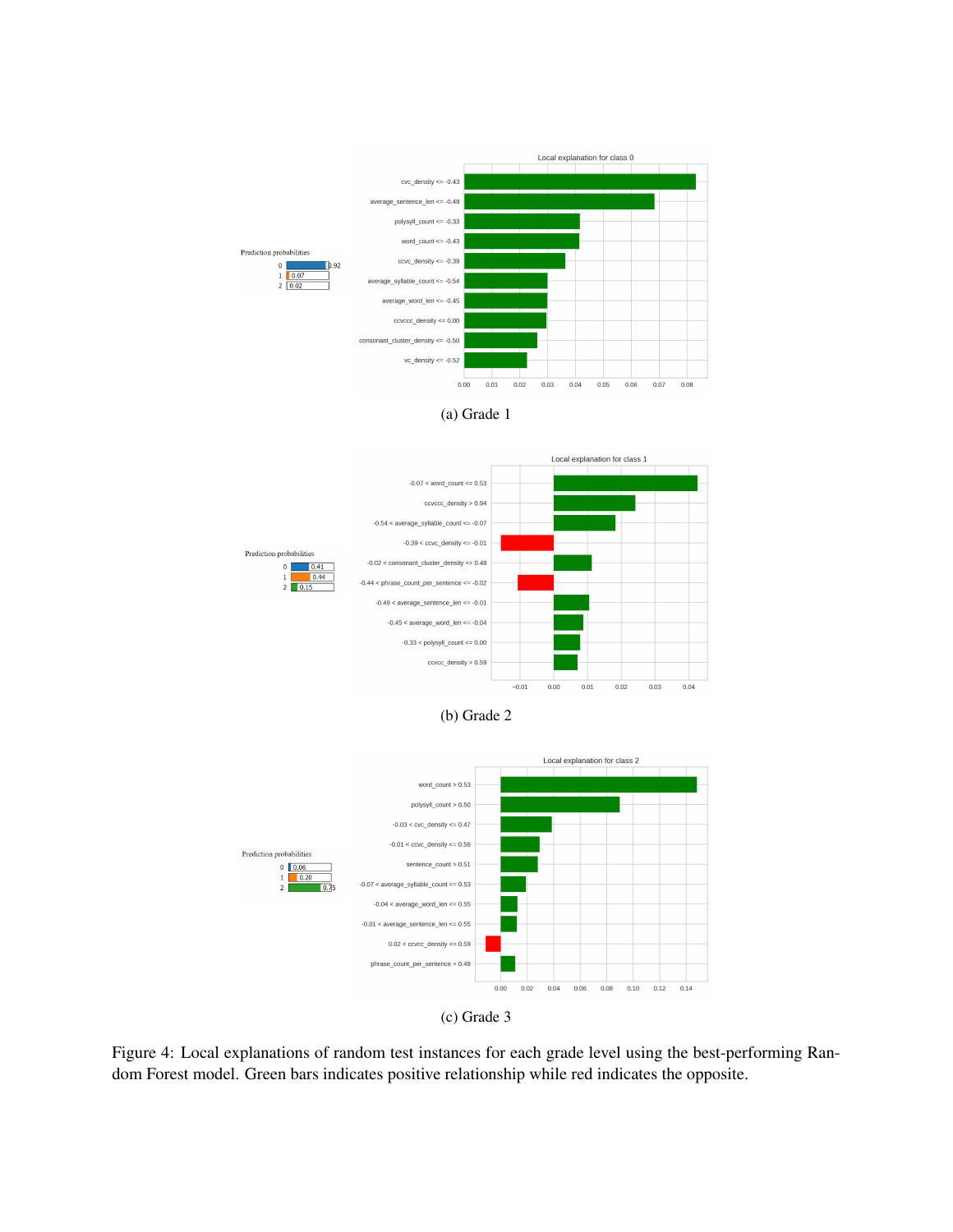(a) Grade 1

(b) Grade 2

(c) Grade 3

Figure 4: Local explanations of random test instances for each grade level using the best-performing Random Forest model. Green bars indicates positive relationship while red indicates the opposite.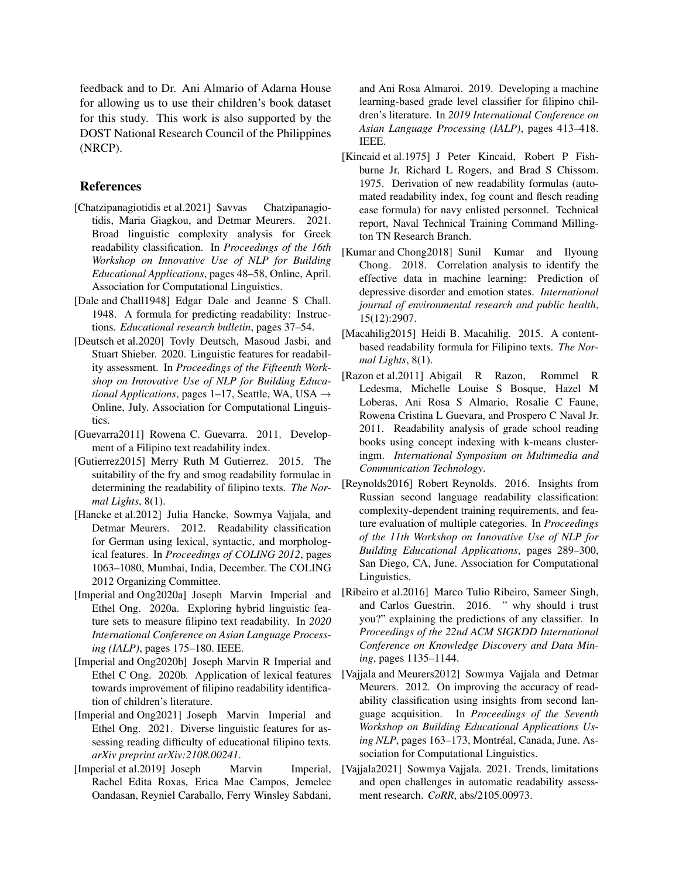feedback and to Dr. Ani Almario of Adarna House for allowing us to use their children's book dataset for this study. This work is also supported by the DOST National Research Council of the Philippines (NRCP).

## References

[Chatzipanagiotidis et al.2021] Savvas Chatzipanagiotidis, Maria Giagkou, and Detmar Meurers. 2021. Broad linguistic complexity analysis for Greek readability classification. In *Proceedings of the 16th Workshop on Innovative Use of NLP for Building Educational Applications*, pages 48–58, Online, April. Association for Computational Linguistics.

[Dale and Chall1948] Edgar Dale and Jeanne S Chall. 1948. A formula for predicting readability: Instructions. *Educational research bulletin*, pages 37–54.

[Deutsch et al.2020] Tovly Deutsch, Masoud Jasbi, and Stuart Shieber. 2020. Linguistic features for readability assessment. In *Proceedings of the Fifteenth Workshop on Innovative Use of NLP for Building Educational Applications*, pages 1–17, Seattle, WA, USA → Online, July. Association for Computational Linguistics.

[Guevarra2011] Rowena C. Guevarra. 2011. Development of a Filipino text readability index.

[Gutierrez2015] Merry Ruth M Gutierrez. 2015. The suitability of the fry and smog readability formulae in determining the readability of filipino texts. *The Normal Lights*, 8(1).

[Hancke et al.2012] Julia Hancke, Sowmya Vajjala, and Detmar Meurers. 2012. Readability classification for German using lexical, syntactic, and morphological features. In *Proceedings of COLING 2012*, pages 1063–1080, Mumbai, India, December. The COLING 2012 Organizing Committee.

[Imperial and Ong2020a] Joseph Marvin Imperial and Ethel Ong. 2020a. Exploring hybrid linguistic feature sets to measure filipino text readability. In *2020 International Conference on Asian Language Processing (IALP)*, pages 175–180. IEEE.

[Imperial and Ong2020b] Joseph Marvin R Imperial and Ethel C Ong. 2020b. Application of lexical features towards improvement of filipino readability identification of children's literature.

[Imperial and Ong2021] Joseph Marvin Imperial and Ethel Ong. 2021. Diverse linguistic features for assessing reading difficulty of educational filipino texts. *arXiv preprint arXiv:2108.00241*.

[Imperial et al.2019] Joseph Marvin Imperial, Rachel Edita Roxas, Erica Mae Campos, Jemelee Oandasan, Reyniel Caraballo, Ferry Winsley Sabdani, and Ani Rosa Almaroi. 2019. Developing a machine learning-based grade level classifier for filipino children's literature. In *2019 International Conference on Asian Language Processing (IALP)*, pages 413–418. IEEE.

[Kincaid et al.1975] J Peter Kincaid, Robert P Fishburne Jr, Richard L Rogers, and Brad S Chissom. 1975. Derivation of new readability formulas (automated readability index, fog count and flesch reading ease formula) for navy enlisted personnel. Technical report, Naval Technical Training Command Millington TN Research Branch.

[Kumar and Chong2018] Sunil Kumar and Ilyoung Chong. 2018. Correlation analysis to identify the effective data in machine learning: Prediction of depressive disorder and emotion states. *International journal of environmental research and public health*, 15(12):2907.

[Macahilig2015] Heidi B. Macahilig. 2015. A content-based readability formula for Filipino texts. *The Normal Lights*, 8(1).

[Razon et al.2011] Abigail R Razon, Rommel R Ledesma, Michelle Louise S Bosque, Hazel M Loberas, Ani Rosa S Almario, Rosalie C Faune, Rowena Cristina L Guevara, and Prospero C Naval Jr. 2011. Readability analysis of grade school reading books using concept indexing with k-means clusteringm. *International Symposium on Multimedia and Communication Technology*.

[Reynolds2016] Robert Reynolds. 2016. Insights from Russian second language readability classification: complexity-dependent training requirements, and feature evaluation of multiple categories. In *Proceedings of the 11th Workshop on Innovative Use of NLP for Building Educational Applications*, pages 289–300, San Diego, CA, June. Association for Computational Linguistics.

[Ribeiro et al.2016] Marco Tulio Ribeiro, Sameer Singh, and Carlos Guestrin. 2016. " why should i trust you?" explaining the predictions of any classifier. In *Proceedings of the 22nd ACM SIGKDD International Conference on Knowledge Discovery and Data Mining*, pages 1135–1144.

[Vajjala and Meurers2012] Sowmya Vajjala and Detmar Meurers. 2012. On improving the accuracy of readability classification using insights from second language acquisition. In *Proceedings of the Seventh Workshop on Building Educational Applications Using NLP*, pages 163–173, Montréal, Canada, June. Association for Computational Linguistics.

[Vajjala2021] Sowmya Vajjala. 2021. Trends, limitations and open challenges in automatic readability assessment research. *CoRR*, abs/2105.00973.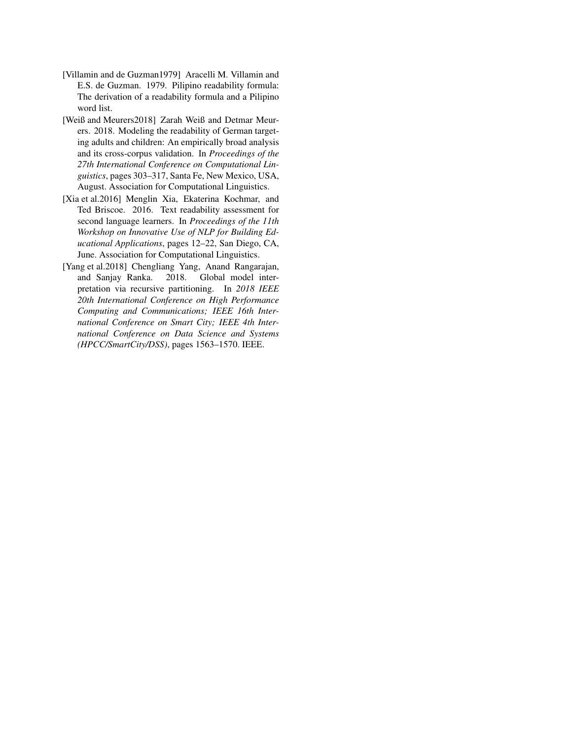[Villamin and de Guzman1979] Aracelli M. Villamin and E.S. de Guzman. 1979. Pilipino readability formula: The derivation of a readability formula and a Pilipino word list.

[Weiß and Meurers2018] Zarah Weiß and Detmar Meurers. 2018. Modeling the readability of German targeting adults and children: An empirically broad analysis and its cross-corpus validation. In *Proceedings of the 27th International Conference on Computational Linguistics*, pages 303–317, Santa Fe, New Mexico, USA, August. Association for Computational Linguistics.

[Xia et al.2016] Menglin Xia, Ekaterina Kochmar, and Ted Briscoe. 2016. Text readability assessment for second language learners. In *Proceedings of the 11th Workshop on Innovative Use of NLP for Building Educational Applications*, pages 12–22, San Diego, CA, June. Association for Computational Linguistics.

[Yang et al.2018] Chengliang Yang, Anand Rangarajan, and Sanjay Ranka. 2018. Global model interpretation via recursive partitioning. In *2018 IEEE 20th International Conference on High Performance Computing and Communications; IEEE 16th International Conference on Smart City; IEEE 4th International Conference on Data Science and Systems (HPCC/SmartCity/DSS)*, pages 1563–1570. IEEE.